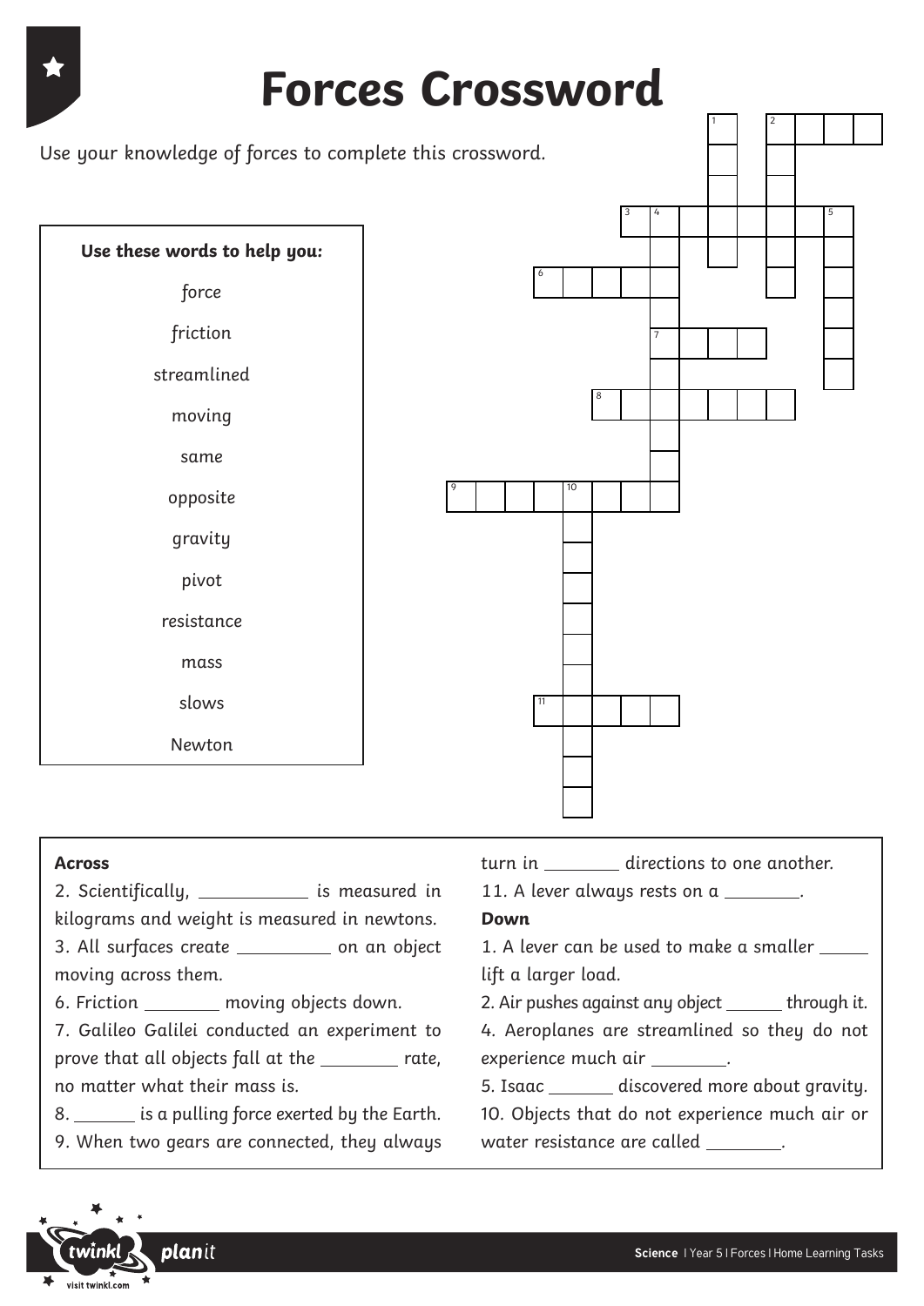# Forces Crossword

Use your knowledge of forces to complete this crossword.

**Use these words to help you:**

- force
- friction
- streamlined
- moving
- same
- opposite
- gravity
- pivot
- resistance
- mass
- slows
- Newton

**Across**

2. Scientifically, ____________ is measured in kilograms and weight is measured in newtons.
3. All surfaces create __________ on an object moving across them.
6. Friction ________ moving objects down.
7. Galileo Galilei conducted an experiment to prove that all objects fall at the ________ rate, no matter what their mass is.
8. _______ is a pulling force exerted by the Earth.
9. When two gears are connected, they always turn in ________ directions to one another.
11. A lever always rests on a ________.

**Down**

1. A lever can be used to make a smaller _____ lift a larger load.
2. Air pushes against any object ______ through it.
4. Aeroplanes are streamlined so they do not experience much air ________.
5. Isaac _______ discovered more about gravity.
10. Objects that do not experience much air or water resistance are called ________.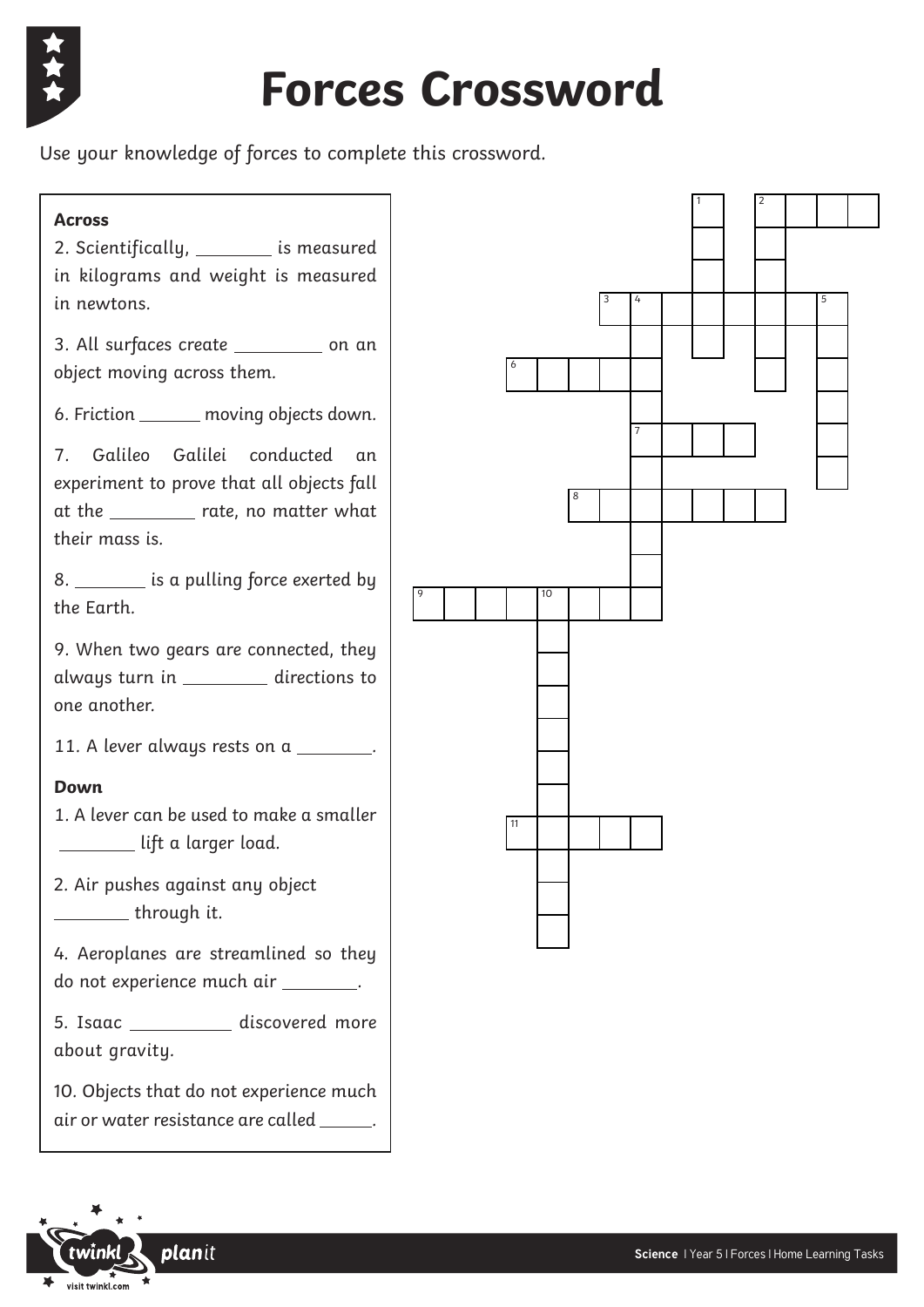# Forces Crossword

Use your knowledge of forces to complete this crossword.

**Across**

2. Scientifically, ________ is measured in kilograms and weight is measured in newtons.

3. All surfaces create ________ on an object moving across them.

6. Friction ______ moving objects down.

7. Galileo Galilei conducted an experiment to prove that all objects fall at the ________ rate, no matter what their mass is.

8. ________ is a pulling force exerted by the Earth.

9. When two gears are connected, they always turn in ________ directions to one another.

11. A lever always rests on a ________.

**Down**

1. A lever can be used to make a smaller ________ lift a larger load.

2. Air pushes against any object ________ through it.

4. Aeroplanes are streamlined so they do not experience much air ________.

5. Isaac ________ discovered more about gravity.

10. Objects that do not experience much air or water resistance are called ______.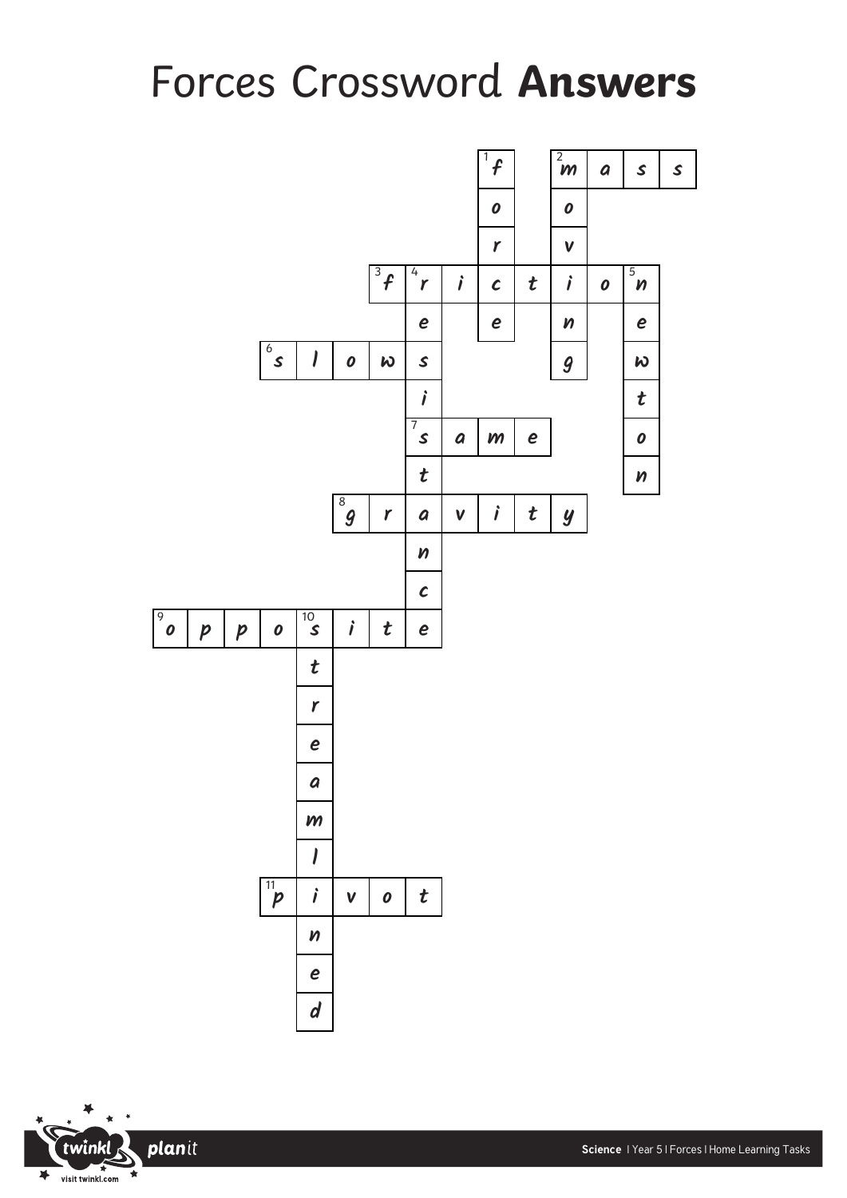# Forces Crossword **Answers**

| | | | | | | | | | | | | | | |
|---|---|---|---|---|---|---|---|---|---|---|---|---|---|---|
| | | | | | | | | | 1 f | | 2 m | a | s | s |
| | | | | | | | | | o | | o | | | |
| | | | | | | | | | r | | v | | | |
| | | | | | | 3 f | 4 r | i | c | t | i | o | 5 n | |
| | | | | | | | e | | e | | n | | e | |
| | | | 6 s | l | o | w | s | | | | g | | w | |
| | | | | | | | i | | | | | | t | |
| | | | | | | | 7 s | a | m | e | | | o | |
| | | | | | | | t | | | | | | n | |
| | | | | | 8 g | r | a | v | i | t | y | | | |
| | | | | | | | n | | | | | | | |
| | | | | | | | c | | | | | | | |
| 9 o | p | p | o | 10 s | i | t | e | | | | | | | |
| | | | | t | | | | | | | | | | |
| | | | | r | | | | | | | | | | |
| | | | | e | | | | | | | | | | |
| | | | | a | | | | | | | | | | |
| | | | | m | | | | | | | | | | |
| | | | | l | | | | | | | | | | |
| | | | 11 p | i | v | o | t | | | | | | | |
| | | | | n | | | | | | | | | | |
| | | | | e | | | | | | | | | | |
| | | | | d | | | | | | | | | | |